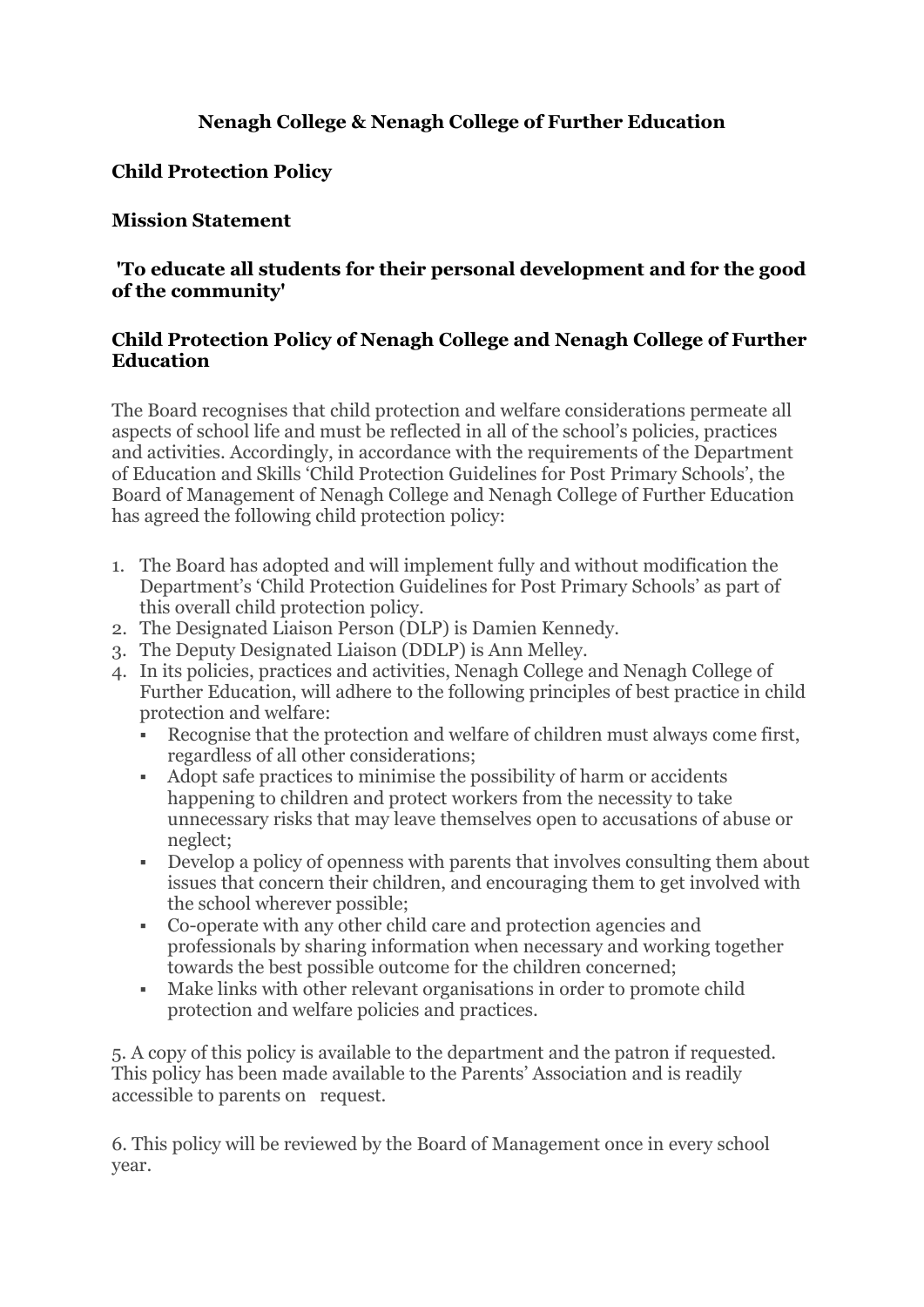# Nenagh College & Nenagh College of Further Education

## Child Protection Policy

### Mission Statement

### 'To educate all students for their personal development and for the good of the community'

### Child Protection Policy of Nenagh College and Nenagh College of Further Education

The Board recognises that child protection and welfare considerations permeate all aspects of school life and must be reflected in all of the school's policies, practices and activities. Accordingly, in accordance with the requirements of the Department of Education and Skills 'Child Protection Guidelines for Post Primary Schools', the Board of Management of Nenagh College and Nenagh College of Further Education has agreed the following child protection policy:

1. The Board has adopted and will implement fully and without modification the Department's 'Child Protection Guidelines for Post Primary Schools' as part of this overall child protection policy.
2. The Designated Liaison Person (DLP) is Damien Kennedy.
3. The Deputy Designated Liaison (DDLP) is Ann Melley.
4. In its policies, practices and activities, Nenagh College and Nenagh College of Further Education, will adhere to the following principles of best practice in child protection and welfare:
   - Recognise that the protection and welfare of children must always come first, regardless of all other considerations;
   - Adopt safe practices to minimise the possibility of harm or accidents happening to children and protect workers from the necessity to take unnecessary risks that may leave themselves open to accusations of abuse or neglect;
   - Develop a policy of openness with parents that involves consulting them about issues that concern their children, and encouraging them to get involved with the school wherever possible;
   - Co-operate with any other child care and protection agencies and professionals by sharing information when necessary and working together towards the best possible outcome for the children concerned;
   - Make links with other relevant organisations in order to promote child protection and welfare policies and practices.

5. A copy of this policy is available to the department and the patron if requested. This policy has been made available to the Parents' Association and is readily accessible to parents on request.

6. This policy will be reviewed by the Board of Management once in every school year.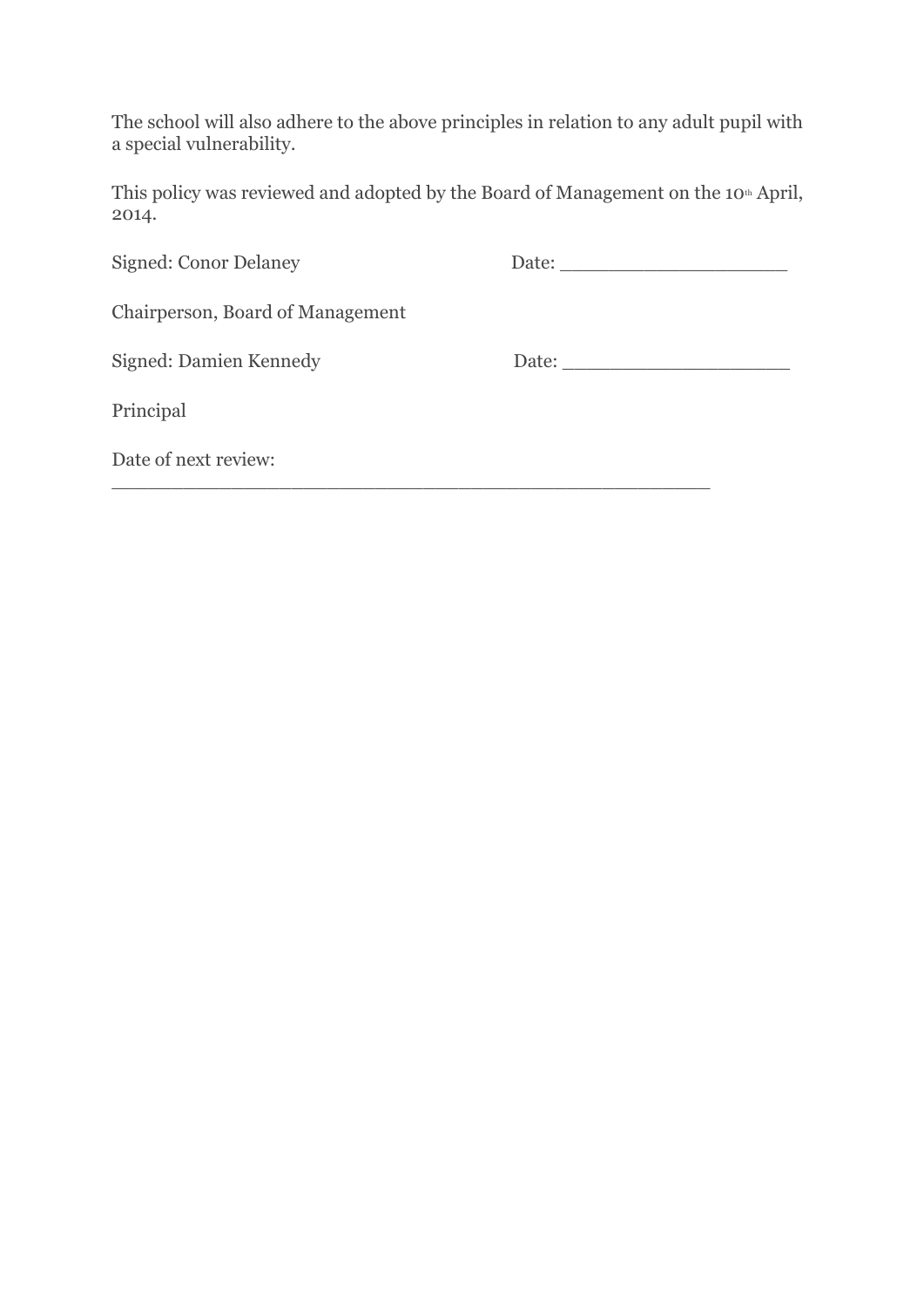The school will also adhere to the above principles in relation to any adult pupil with a special vulnerability.

This policy was reviewed and adopted by the Board of Management on the 10th April, 2014.

Signed: Conor Delaney                                   Date: ____________________

Chairperson, Board of Management

Signed: Damien Kennedy                                 Date: ____________________

Principal

Date of next review: _____________________________________________________